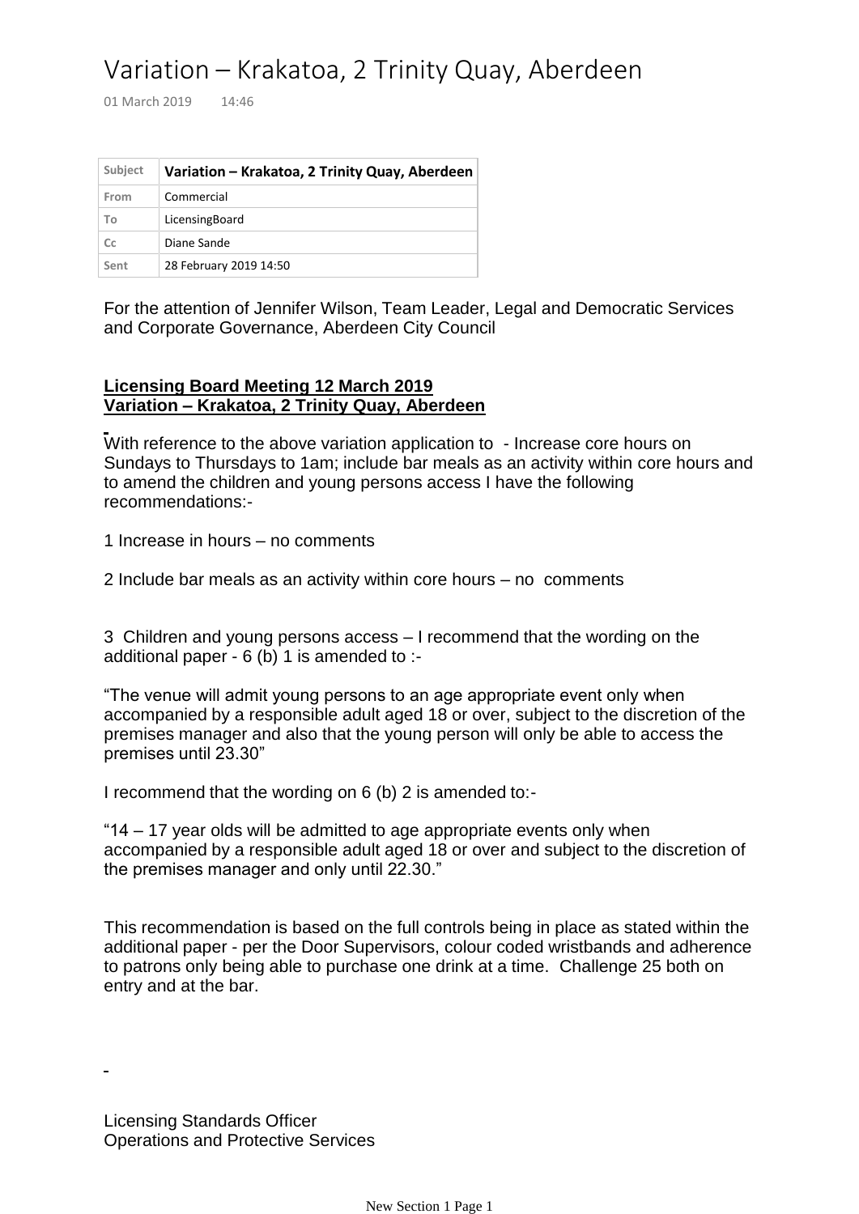# Variation – Krakatoa, 2 Trinity Quay, Aberdeen

01 March 2019 14:46

| Subject | Variation – Krakatoa, 2 Trinity Quay, Aberdeen |
| --- | --- |
| From | Commercial |
| To | LicensingBoard |
| Cc | Diane Sande |
| Sent | 28 February 2019 14:50 |

For the attention of Jennifer Wilson, Team Leader, Legal and Democratic Services and Corporate Governance, Aberdeen City Council

**Licensing Board Meeting 12 March 2019**
**Variation – Krakatoa, 2 Trinity Quay, Aberdeen**

With reference to the above variation application to - Increase core hours on Sundays to Thursdays to 1am; include bar meals as an activity within core hours and to amend the children and young persons access I have the following recommendations:-

1 Increase in hours – no comments

2 Include bar meals as an activity within core hours – no comments

3 Children and young persons access – I recommend that the wording on the additional paper - 6 (b) 1 is amended to :-

"The venue will admit young persons to an age appropriate event only when accompanied by a responsible adult aged 18 or over, subject to the discretion of the premises manager and also that the young person will only be able to access the premises until 23.30"

I recommend that the wording on 6 (b) 2 is amended to:-

"14 – 17 year olds will be admitted to age appropriate events only when accompanied by a responsible adult aged 18 or over and subject to the discretion of the premises manager and only until 22.30."

This recommendation is based on the full controls being in place as stated within the additional paper - per the Door Supervisors, colour coded wristbands and adherence to patrons only being able to purchase one drink at a time. Challenge 25 both on entry and at the bar.

Licensing Standards Officer
Operations and Protective Services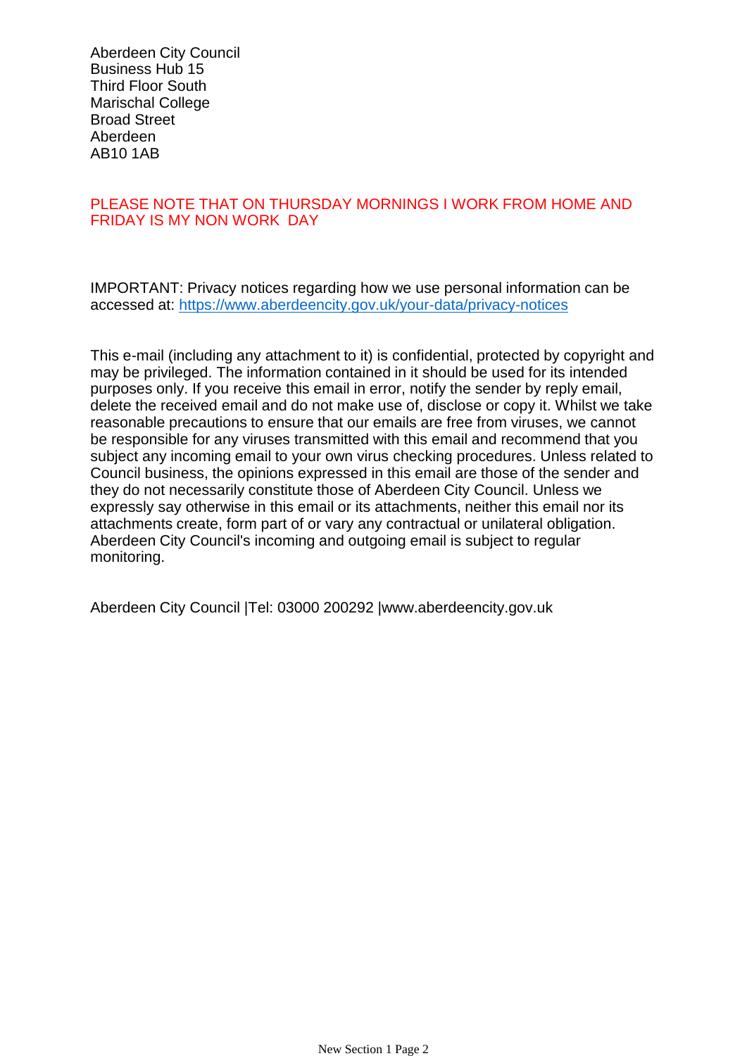Aberdeen City Council
Business Hub 15
Third Floor South
Marischal College
Broad Street
Aberdeen
AB10 1AB

PLEASE NOTE THAT ON THURSDAY MORNINGS I WORK FROM HOME AND FRIDAY IS MY NON WORK DAY

IMPORTANT: Privacy notices regarding how we use personal information can be accessed at: [https://www.aberdeencity.gov.uk/your-data/privacy-notices](https://www.aberdeencity.gov.uk/your-data/privacy-notices)

This e-mail (including any attachment to it) is confidential, protected by copyright and may be privileged. The information contained in it should be used for its intended purposes only. If you receive this email in error, notify the sender by reply email, delete the received email and do not make use of, disclose or copy it. Whilst we take reasonable precautions to ensure that our emails are free from viruses, we cannot be responsible for any viruses transmitted with this email and recommend that you subject any incoming email to your own virus checking procedures. Unless related to Council business, the opinions expressed in this email are those of the sender and they do not necessarily constitute those of Aberdeen City Council. Unless we expressly say otherwise in this email or its attachments, neither this email nor its attachments create, form part of or vary any contractual or unilateral obligation. Aberdeen City Council's incoming and outgoing email is subject to regular monitoring.

Aberdeen City Council |Tel: 03000 200292 |www.aberdeencity.gov.uk